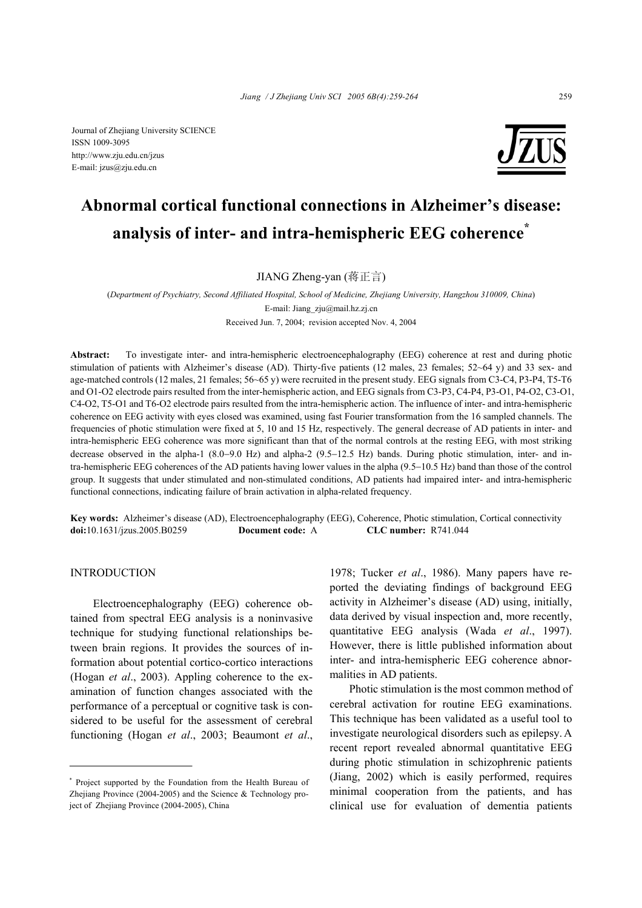Journal of Zhejiang University SCIENCE
ISSN 1009-3095
http://www.zju.edu.cn/jzus
E-mail: jzus@zju.edu.cn

# Abnormal cortical functional connections in Alzheimer's disease: analysis of inter- and intra-hemispheric EEG coherence*

JIANG Zheng-yan (蒋正言)

(*Department of Psychiatry, Second Affiliated Hospital, School of Medicine, Zhejiang University, Hangzhou 310009, China*)
E-mail: Jiang_zju@mail.hz.zj.cn
Received Jun. 7, 2004; revision accepted Nov. 4, 2004

**Abstract:** To investigate inter- and intra-hemispheric electroencephalography (EEG) coherence at rest and during photic stimulation of patients with Alzheimer's disease (AD). Thirty-five patients (12 males, 23 females; 52~64 y) and 33 sex- and age-matched controls (12 males, 21 females; 56~65 y) were recruited in the present study. EEG signals from C3-C4, P3-P4, T5-T6 and O1-O2 electrode pairs resulted from the inter-hemispheric action, and EEG signals from C3-P3, C4-P4, P3-O1, P4-O2, C3-O1, C4-O2, T5-O1 and T6-O2 electrode pairs resulted from the intra-hemispheric action. The influence of inter- and intra-hemispheric coherence on EEG activity with eyes closed was examined, using fast Fourier transformation from the 16 sampled channels. The frequencies of photic stimulation were fixed at 5, 10 and 15 Hz, respectively. The general decrease of AD patients in inter- and intra-hemispheric EEG coherence was more significant than that of the normal controls at the resting EEG, with most striking decrease observed in the alpha-1 (8.0−9.0 Hz) and alpha-2 (9.5−12.5 Hz) bands. During photic stimulation, inter- and intra-hemispheric EEG coherences of the AD patients having lower values in the alpha (9.5−10.5 Hz) band than those of the control group. It suggests that under stimulated and non-stimulated conditions, AD patients had impaired inter- and intra-hemispheric functional connections, indicating failure of brain activation in alpha-related frequency.

**Key words:** Alzheimer's disease (AD), Electroencephalography (EEG), Coherence, Photic stimulation, Cortical connectivity
**doi:**10.1631/jzus.2005.B0259 **Document code:** A **CLC number:** R741.044

## INTRODUCTION

Electroencephalography (EEG) coherence obtained from spectral EEG analysis is a noninvasive technique for studying functional relationships between brain regions. It provides the sources of information about potential cortico-cortico interactions (Hogan *et al*., 2003). Appling coherence to the examination of function changes associated with the performance of a perceptual or cognitive task is considered to be useful for the assessment of cerebral functioning (Hogan *et al*., 2003; Beaumont *et al*., 1978; Tucker *et al*., 1986). Many papers have reported the deviating findings of background EEG activity in Alzheimer's disease (AD) using, initially, data derived by visual inspection and, more recently, quantitative EEG analysis (Wada *et al*., 1997). However, there is little published information about inter- and intra-hemispheric EEG coherence abnormalities in AD patients.

Photic stimulation is the most common method of cerebral activation for routine EEG examinations. This technique has been validated as a useful tool to investigate neurological disorders such as epilepsy. A recent report revealed abnormal quantitative EEG during photic stimulation in schizophrenic patients (Jiang, 2002) which is easily performed, requires minimal cooperation from the patients, and has clinical use for evaluation of dementia patients

---

* Project supported by the Foundation from the Health Bureau of Zhejiang Province (2004-2005) and the Science & Technology project of Zhejiang Province (2004-2005), China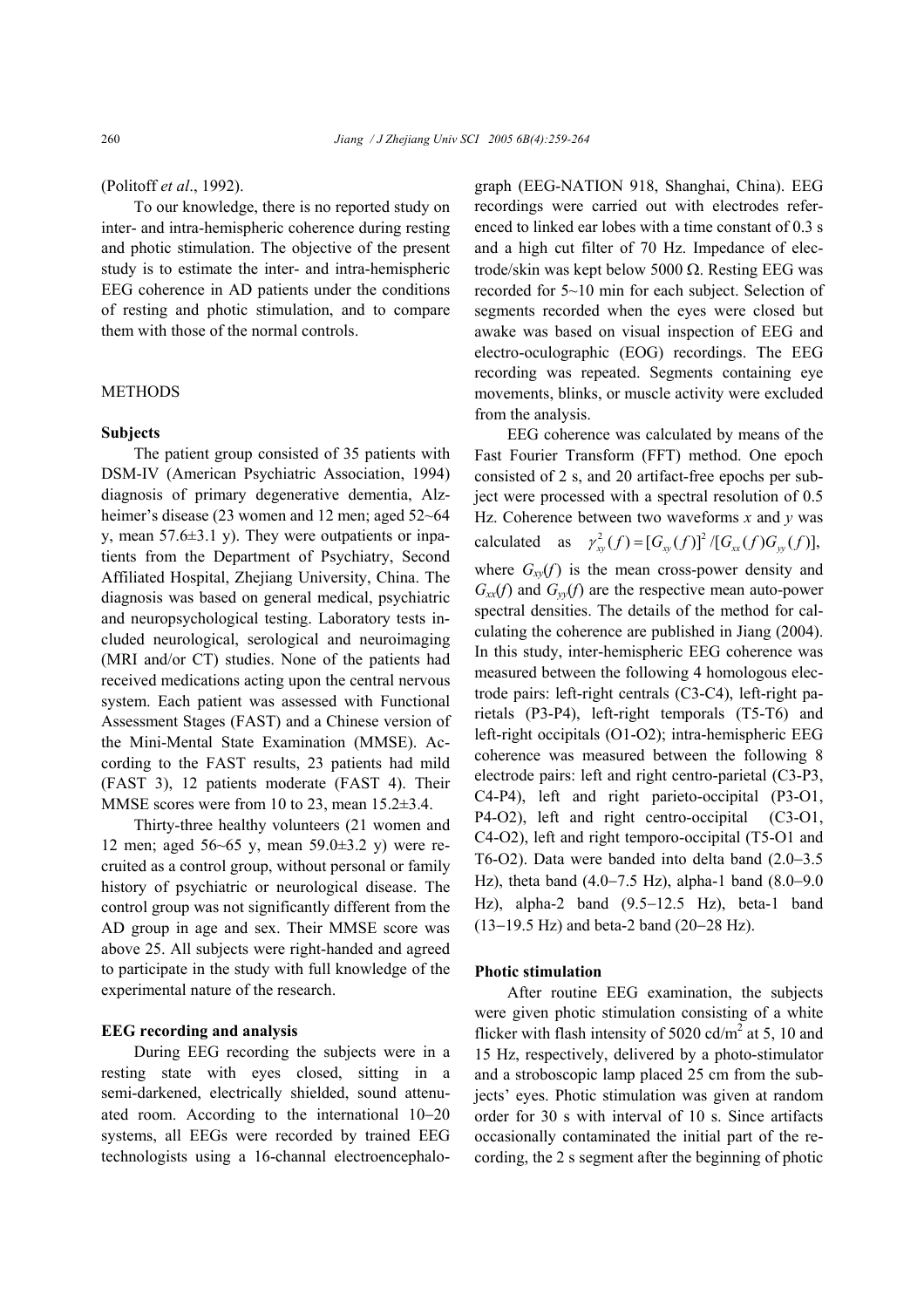(Politoff *et al*., 1992).

To our knowledge, there is no reported study on inter- and intra-hemispheric coherence during resting and photic stimulation. The objective of the present study is to estimate the inter- and intra-hemispheric EEG coherence in AD patients under the conditions of resting and photic stimulation, and to compare them with those of the normal controls.

## METHODS

### Subjects

The patient group consisted of 35 patients with DSM-IV (American Psychiatric Association, 1994) diagnosis of primary degenerative dementia, Alzheimer's disease (23 women and 12 men; aged 52~64 y, mean 57.6±3.1 y). They were outpatients or inpatients from the Department of Psychiatry, Second Affiliated Hospital, Zhejiang University, China. The diagnosis was based on general medical, psychiatric and neuropsychological testing. Laboratory tests included neurological, serological and neuroimaging (MRI and/or CT) studies. None of the patients had received medications acting upon the central nervous system. Each patient was assessed with Functional Assessment Stages (FAST) and a Chinese version of the Mini-Mental State Examination (MMSE). According to the FAST results, 23 patients had mild (FAST 3), 12 patients moderate (FAST 4). Their MMSE scores were from 10 to 23, mean 15.2±3.4.

Thirty-three healthy volunteers (21 women and 12 men; aged 56~65 y, mean 59.0±3.2 y) were recruited as a control group, without personal or family history of psychiatric or neurological disease. The control group was not significantly different from the AD group in age and sex. Their MMSE score was above 25. All subjects were right-handed and agreed to participate in the study with full knowledge of the experimental nature of the research.

### EEG recording and analysis

During EEG recording the subjects were in a resting state with eyes closed, sitting in a semi-darkened, electrically shielded, sound attenuated room. According to the international 10−20 systems, all EEGs were recorded by trained EEG technologists using a 16-channal electroencephalograph (EEG-NATION 918, Shanghai, China). EEG recordings were carried out with electrodes referenced to linked ear lobes with a time constant of 0.3 s and a high cut filter of 70 Hz. Impedance of electrode/skin was kept below 5000 Ω. Resting EEG was recorded for 5~10 min for each subject. Selection of segments recorded when the eyes were closed but awake was based on visual inspection of EEG and electro-oculographic (EOG) recordings. The EEG recording was repeated. Segments containing eye movements, blinks, or muscle activity were excluded from the analysis.

EEG coherence was calculated by means of the Fast Fourier Transform (FFT) method. One epoch consisted of 2 s, and 20 artifact-free epochs per subject were processed with a spectral resolution of 0.5 Hz. Coherence between two waveforms $x$ and $y$ was calculated as $\gamma_{xy}^2(f)=[G_{xy}(f)]^2/[G_{xx}(f)G_{yy}(f)]$, where $G_{xy}(f)$ is the mean cross-power density and $G_{xx}(f)$ and $G_{yy}(f)$ are the respective mean auto-power spectral densities. The details of the method for calculating the coherence are published in Jiang (2004). In this study, inter-hemispheric EEG coherence was measured between the following 4 homologous electrode pairs: left-right centrals (C3-C4), left-right parietals (P3-P4), left-right temporals (T5-T6) and left-right occipitals (O1-O2); intra-hemispheric EEG coherence was measured between the following 8 electrode pairs: left and right centro-parietal (C3-P3, C4-P4), left and right parieto-occipital (P3-O1, P4-O2), left and right centro-occipital (C3-O1, C4-O2), left and right temporo-occipital (T5-O1 and T6-O2). Data were banded into delta band (2.0−3.5 Hz), theta band (4.0−7.5 Hz), alpha-1 band (8.0−9.0 Hz), alpha-2 band (9.5−12.5 Hz), beta-1 band (13−19.5 Hz) and beta-2 band (20−28 Hz).

### Photic stimulation

After routine EEG examination, the subjects were given photic stimulation consisting of a white flicker with flash intensity of 5020 cd/m$^2$ at 5, 10 and 15 Hz, respectively, delivered by a photo-stimulator and a stroboscopic lamp placed 25 cm from the subjects' eyes. Photic stimulation was given at random order for 30 s with interval of 10 s. Since artifacts occasionally contaminated the initial part of the recording, the 2 s segment after the beginning of photic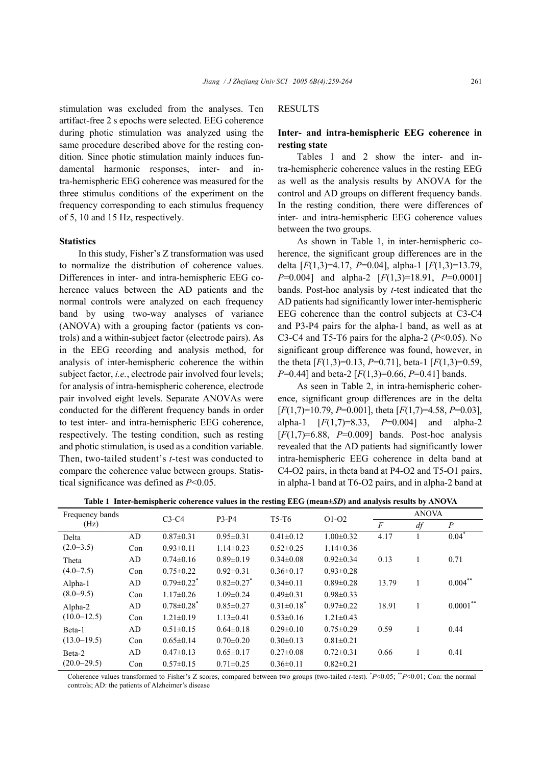stimulation was excluded from the analyses. Ten artifact-free 2 s epochs were selected. EEG coherence during photic stimulation was analyzed using the same procedure described above for the resting condition. Since photic stimulation mainly induces fundamental harmonic responses, inter- and intra-hemispheric EEG coherence was measured for the three stimulus conditions of the experiment on the frequency corresponding to each stimulus frequency of 5, 10 and 15 Hz, respectively.

### Statistics

In this study, Fisher's Z transformation was used to normalize the distribution of coherence values. Differences in inter- and intra-hemispheric EEG coherence values between the AD patients and the normal controls were analyzed on each frequency band by using two-way analyses of variance (ANOVA) with a grouping factor (patients vs controls) and a within-subject factor (electrode pairs). As in the EEG recording and analysis method, for analysis of inter-hemispheric coherence the within subject factor, *i.e.*, electrode pair involved four levels; for analysis of intra-hemispheric coherence, electrode pair involved eight levels. Separate ANOVAs were conducted for the different frequency bands in order to test inter- and intra-hemispheric EEG coherence, respectively. The testing condition, such as resting and photic stimulation, is used as a condition variable. Then, two-tailed student's *t*-test was conducted to compare the coherence value between groups. Statistical significance was defined as $P<0.05$.

## RESULTS

### Inter- and intra-hemispheric EEG coherence in resting state

Tables 1 and 2 show the inter- and intra-hemispheric coherence values in the resting EEG as well as the analysis results by ANOVA for the control and AD groups on different frequency bands. In the resting condition, there were differences of inter- and intra-hemispheric EEG coherence values between the two groups.

As shown in Table 1, in inter-hemispheric coherence, the significant group differences are in the delta [$F(1,3)=4.17$, $P=0.04$], alpha-1 [$F(1,3)=13.79$, $P=0.004$] and alpha-2 [$F(1,3)=18.91$, $P=0.0001$] bands. Post-hoc analysis by *t*-test indicated that the AD patients had significantly lower inter-hemispheric EEG coherence than the control subjects at C3-C4 and P3-P4 pairs for the alpha-1 band, as well as at C3-C4 and T5-T6 pairs for the alpha-2 ($P<0.05$). No significant group difference was found, however, in the theta [$F(1,3)=0.13$, $P=0.71$], beta-1 [$F(1,3)=0.59$, $P=0.44$] and beta-2 [$F(1,3)=0.66$, $P=0.41$] bands.

As seen in Table 2, in intra-hemispheric coherence, significant group differences are in the delta [$F(1,7)=10.79$, $P=0.001$], theta [$F(1,7)=4.58$, $P=0.03$], alpha-1 [$F(1,7)=8.33$, $P=0.004$] and alpha-2 [$F(1,7)=6.88$, $P=0.009$] bands. Post-hoc analysis revealed that the AD patients had significantly lower intra-hemispheric EEG coherence in delta band at C4-O2 pairs, in theta band at P4-O2 and T5-O1 pairs, in alpha-1 band at T6-O2 pairs, and in alpha-2 band at

**Table 1 Inter-hemispheric coherence values in the resting EEG (mean±*SD*) and analysis results by ANOVA**

| Frequency bands (Hz) | | C3-C4 | P3-P4 | T5-T6 | O1-O2 | ANOVA | | |
|---|---|---|---|---|---|---|---|---|
| | | | | | | *F* | *df* | *P* |
| Delta (2.0−3.5) | AD | 0.87±0.31 | 0.95±0.31 | 0.41±0.12 | 1.00±0.32 | 4.17 | 1 | 0.04* |
| | Con | 0.93±0.11 | 1.14±0.23 | 0.52±0.25 | 1.14±0.36 | | | |
| Theta (4.0−7.5) | AD | 0.74±0.16 | 0.89±0.19 | 0.34±0.08 | 0.92±0.34 | 0.13 | 1 | 0.71 |
| | Con | 0.75±0.22 | 0.92±0.31 | 0.36±0.17 | 0.93±0.28 | | | |
| Alpha-1 (8.0−9.5) | AD | 0.79±0.22* | 0.82±0.27* | 0.34±0.11 | 0.89±0.28 | 13.79 | 1 | 0.004** |
| | Con | 1.17±0.26 | 1.09±0.24 | 0.49±0.31 | 0.98±0.33 | | | |
| Alpha-2 (10.0−12.5) | AD | 0.78±0.28* | 0.85±0.27 | 0.31±0.18* | 0.97±0.22 | 18.91 | 1 | 0.0001** |
| | Con | 1.21±0.19 | 1.13±0.41 | 0.53±0.16 | 1.21±0.43 | | | |
| Beta-1 (13.0−19.5) | AD | 0.51±0.15 | 0.64±0.18 | 0.29±0.10 | 0.75±0.29 | 0.59 | 1 | 0.44 |
| | Con | 0.65±0.14 | 0.70±0.20 | 0.30±0.13 | 0.81±0.21 | | | |
| Beta-2 (20.0−29.5) | AD | 0.47±0.13 | 0.65±0.17 | 0.27±0.08 | 0.72±0.31 | 0.66 | 1 | 0.41 |
| | Con | 0.57±0.15 | 0.71±0.25 | 0.36±0.11 | 0.82±0.21 | | | |

Coherence values transformed to Fisher's Z scores, compared between two groups (two-tailed *t*-test). *$P<0.05$; **$P<0.01$; Con: the normal controls; AD: the patients of Alzheimer's disease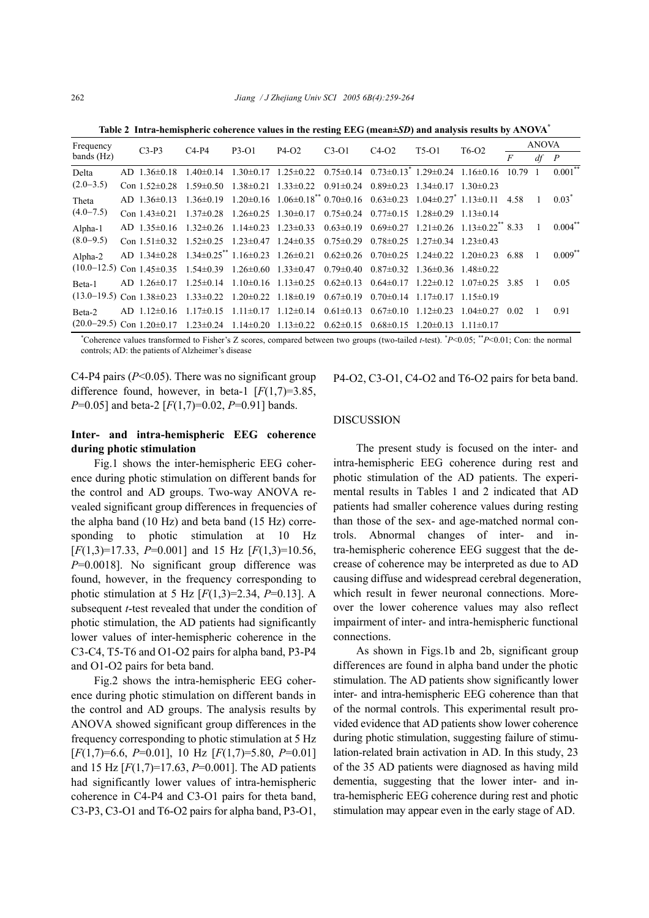**Table 2 Intra-hemispheric coherence values in the resting EEG (mean±*SD*) and analysis results by ANOVA***

| Frequency bands (Hz) | | C3-P3 | C4-P4 | P3-O1 | P4-O2 | C3-O1 | C4-O2 | T5-O1 | T6-O2 | ANOVA | | |
|---|---|---|---|---|---|---|---|---|---|---|---|---|
| | | | | | | | | | | *F* | *df* | *P* |
| Delta | AD | 1.36±0.18 | 1.40±0.14 | 1.30±0.17 | 1.25±0.22 | 0.75±0.14 | 0.73±0.13* | 1.29±0.24 | 1.16±0.16 | 10.79 | 1 | 0.001** |
| (2.0–3.5) | Con | 1.52±0.28 | 1.59±0.50 | 1.38±0.21 | 1.33±0.22 | 0.91±0.24 | 0.89±0.23 | 1.34±0.17 | 1.30±0.23 | | | |
| Theta | AD | 1.36±0.13 | 1.36±0.19 | 1.20±0.16 | 1.06±0.18** | 0.70±0.16 | 0.63±0.23 | 1.04±0.27* | 1.13±0.11 | 4.58 | 1 | 0.03* |
| (4.0–7.5) | Con | 1.43±0.21 | 1.37±0.28 | 1.26±0.25 | 1.30±0.17 | 0.75±0.24 | 0.77±0.15 | 1.28±0.29 | 1.13±0.14 | | | |
| Alpha-1 | AD | 1.35±0.16 | 1.32±0.26 | 1.14±0.23 | 1.23±0.33 | 0.63±0.19 | 0.69±0.27 | 1.21±0.26 | 1.13±0.22** | 8.33 | 1 | 0.004** |
| (8.0–9.5) | Con | 1.51±0.32 | 1.52±0.25 | 1.23±0.47 | 1.24±0.35 | 0.75±0.29 | 0.78±0.25 | 1.27±0.34 | 1.23±0.43 | | | |
| Alpha-2 | AD | 1.34±0.28 | 1.34±0.25** | 1.16±0.23 | 1.26±0.21 | 0.62±0.26 | 0.70±0.25 | 1.24±0.22 | 1.20±0.23 | 6.88 | 1 | 0.009** |
| (10.0–12.5) | Con | 1.45±0.35 | 1.54±0.39 | 1.26±0.60 | 1.33±0.47 | 0.79±0.40 | 0.87±0.32 | 1.36±0.36 | 1.48±0.22 | | | |
| Beta-1 | AD | 1.26±0.17 | 1.25±0.14 | 1.10±0.16 | 1.13±0.25 | 0.62±0.13 | 0.64±0.17 | 1.22±0.12 | 1.07±0.25 | 3.85 | 1 | 0.05 |
| (13.0–19.5) | Con | 1.38±0.23 | 1.33±0.22 | 1.20±0.22 | 1.18±0.19 | 0.67±0.19 | 0.70±0.14 | 1.17±0.17 | 1.15±0.19 | | | |
| Beta-2 | AD | 1.12±0.16 | 1.17±0.15 | 1.11±0.17 | 1.12±0.14 | 0.61±0.13 | 0.67±0.10 | 1.12±0.23 | 1.04±0.27 | 0.02 | 1 | 0.91 |
| (20.0–29.5) | Con | 1.20±0.17 | 1.23±0.24 | 1.14±0.20 | 1.13±0.22 | 0.62±0.15 | 0.68±0.15 | 1.20±0.13 | 1.11±0.17 | | | |

*Coherence values transformed to Fisher's Z scores, compared between two groups (two-tailed *t*-test). *$P<0.05$; **$P<0.01$; Con: the normal controls; AD: the patients of Alzheimer's disease

C4-P4 pairs ($P<0.05$). There was no significant group difference found, however, in beta-1 [$F(1,7)=3.85$, $P=0.05$] and beta-2 [$F(1,7)=0.02$, $P=0.91$] bands.

### Inter- and intra-hemispheric EEG coherence during photic stimulation

Fig.1 shows the inter-hemispheric EEG coherence during photic stimulation on different bands for the control and AD groups. Two-way ANOVA revealed significant group differences in frequencies of the alpha band (10 Hz) and beta band (15 Hz) corresponding to photic stimulation at 10 Hz [$F(1,3)=17.33$, $P=0.001$] and 15 Hz [$F(1,3)=10.56$, $P=0.0018$]. No significant group difference was found, however, in the frequency corresponding to photic stimulation at 5 Hz [$F(1,3)=2.34$, $P=0.13$]. A subsequent *t*-test revealed that under the condition of photic stimulation, the AD patients had significantly lower values of inter-hemispheric coherence in the C3-C4, T5-T6 and O1-O2 pairs for alpha band, P3-P4 and O1-O2 pairs for beta band.

Fig.2 shows the intra-hemispheric EEG coherence during photic stimulation on different bands in the control and AD groups. The analysis results by ANOVA showed significant group differences in the frequency corresponding to photic stimulation at 5 Hz [$F(1,7)=6.6$, $P=0.01$], 10 Hz [$F(1,7)=5.80$, $P=0.01$] and 15 Hz [$F(1,7)=17.63$, $P=0.001$]. The AD patients had significantly lower values of intra-hemispheric coherence in C4-P4 and C3-O1 pairs for theta band, C3-P3, C3-O1 and T6-O2 pairs for alpha band, P3-O1, P4-O2, C3-O1, C4-O2 and T6-O2 pairs for beta band.

## DISCUSSION

The present study is focused on the inter- and intra-hemispheric EEG coherence during rest and photic stimulation of the AD patients. The experimental results in Tables 1 and 2 indicated that AD patients had smaller coherence values during resting than those of the sex- and age-matched normal controls. Abnormal changes of inter- and intra-hemispheric coherence EEG suggest that the decrease of coherence may be interpreted as due to AD causing diffuse and widespread cerebral degeneration, which result in fewer neuronal connections. Moreover the lower coherence values may also reflect impairment of inter- and intra-hemispheric functional connections.

As shown in Figs.1b and 2b, significant group differences are found in alpha band under the photic stimulation. The AD patients show significantly lower inter- and intra-hemispheric EEG coherence than that of the normal controls. This experimental result provided evidence that AD patients show lower coherence during photic stimulation, suggesting failure of stimulation-related brain activation in AD. In this study, 23 of the 35 AD patients were diagnosed as having mild dementia, suggesting that the lower inter- and intra-hemispheric EEG coherence during rest and photic stimulation may appear even in the early stage of AD.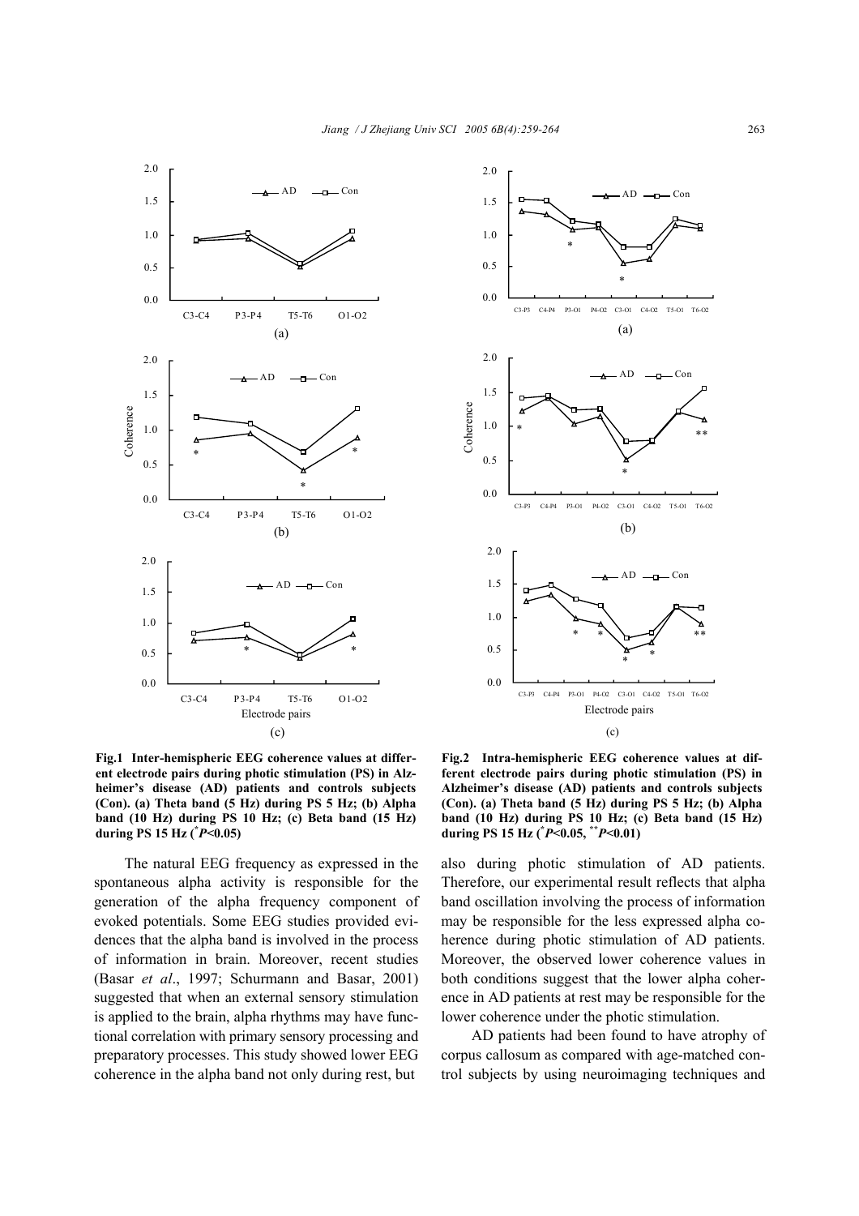**Fig.1 Inter-hemispheric EEG coherence values at different electrode pairs during photic stimulation (PS) in Alzheimer's disease (AD) patients and controls subjects (Con). (a) Theta band (5 Hz) during PS 5 Hz; (b) Alpha band (10 Hz) during PS 10 Hz; (c) Beta band (15 Hz) during PS 15 Hz ($^{*}P$<0.05)**

**Fig.2 Intra-hemispheric EEG coherence values at different electrode pairs during photic stimulation (PS) in Alzheimer's disease (AD) patients and controls subjects (Con). (a) Theta band (5 Hz) during PS 5 Hz; (b) Alpha band (10 Hz) during PS 10 Hz; (c) Beta band (15 Hz) during PS 15 Hz ($^{*}P$<0.05, $^{**}P$<0.01)**

The natural EEG frequency as expressed in the spontaneous alpha activity is responsible for the generation of the alpha frequency component of evoked potentials. Some EEG studies provided evidences that the alpha band is involved in the process of information in brain. Moreover, recent studies (Basar *et al*., 1997; Schurmann and Basar, 2001) suggested that when an external sensory stimulation is applied to the brain, alpha rhythms may have functional correlation with primary sensory processing and preparatory processes. This study showed lower EEG coherence in the alpha band not only during rest, but also during photic stimulation of AD patients. Therefore, our experimental result reflects that alpha band oscillation involving the process of information may be responsible for the less expressed alpha coherence during photic stimulation of AD patients. Moreover, the observed lower coherence values in both conditions suggest that the lower alpha coherence in AD patients at rest may be responsible for the lower coherence under the photic stimulation.

AD patients had been found to have atrophy of corpus callosum as compared with age-matched control subjects by using neuroimaging techniques and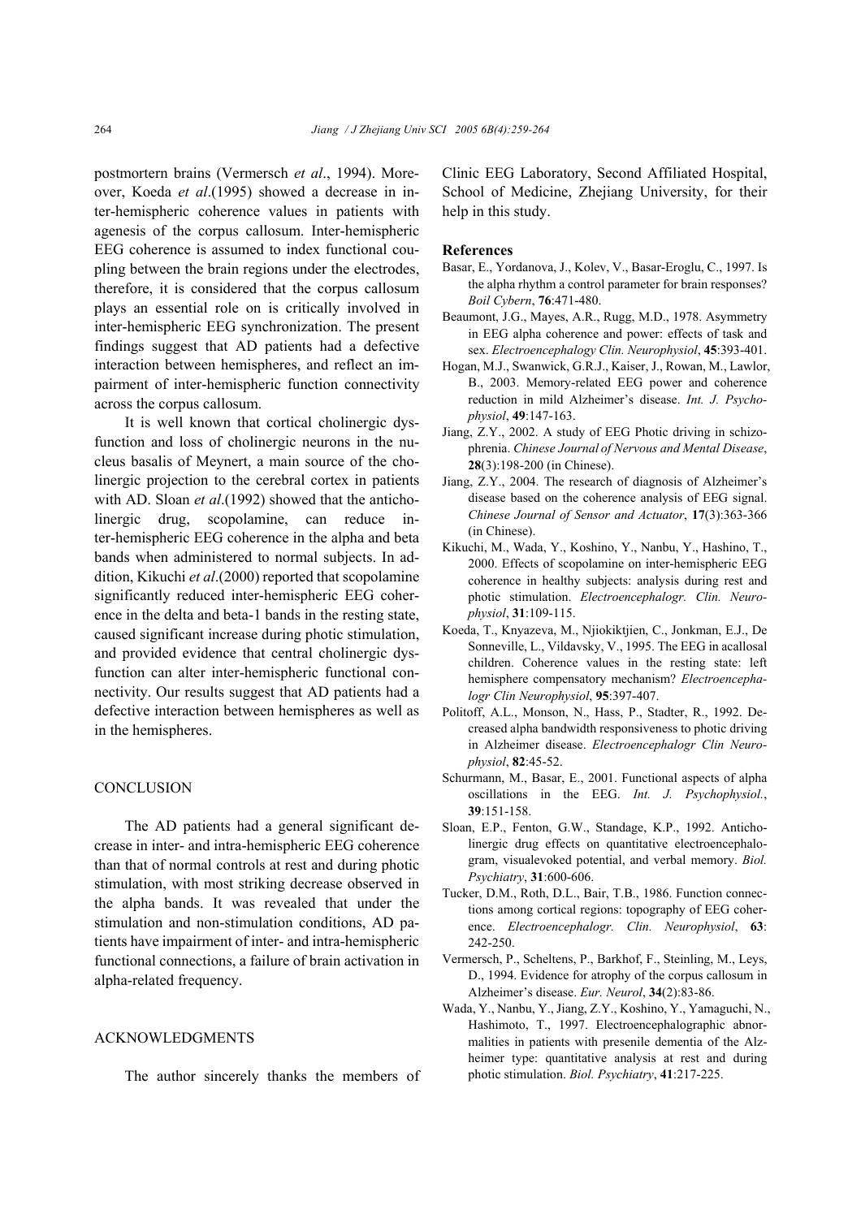postmortern brains (Vermersch *et al*., 1994). Moreover, Koeda *et al*.(1995) showed a decrease in inter-hemispheric coherence values in patients with agenesis of the corpus callosum. Inter-hemispheric EEG coherence is assumed to index functional coupling between the brain regions under the electrodes, therefore, it is considered that the corpus callosum plays an essential role on is critically involved in inter-hemispheric EEG synchronization. The present findings suggest that AD patients had a defective interaction between hemispheres, and reflect an impairment of inter-hemispheric function connectivity across the corpus callosum.

It is well known that cortical cholinergic dysfunction and loss of cholinergic neurons in the nucleus basalis of Meynert, a main source of the cholinergic projection to the cerebral cortex in patients with AD. Sloan *et al*.(1992) showed that the anticholinergic drug, scopolamine, can reduce inter-hemispheric EEG coherence in the alpha and beta bands when administered to normal subjects. In addition, Kikuchi *et al*.(2000) reported that scopolamine significantly reduced inter-hemispheric EEG coherence in the delta and beta-1 bands in the resting state, caused significant increase during photic stimulation, and provided evidence that central cholinergic dysfunction can alter inter-hemispheric functional connectivity. Our results suggest that AD patients had a defective interaction between hemispheres as well as in the hemispheres.

## CONCLUSION

The AD patients had a general significant decrease in inter- and intra-hemispheric EEG coherence than that of normal controls at rest and during photic stimulation, with most striking decrease observed in the alpha bands. It was revealed that under the stimulation and non-stimulation conditions, AD patients have impairment of inter- and intra-hemispheric functional connections, a failure of brain activation in alpha-related frequency.

## ACKNOWLEDGMENTS

The author sincerely thanks the members of Clinic EEG Laboratory, Second Affiliated Hospital, School of Medicine, Zhejiang University, for their help in this study.

## References

Basar, E., Yordanova, J., Kolev, V., Basar-Eroglu, C., 1997. Is the alpha rhythm a control parameter for brain responses? *Boil Cybern*, **76**:471-480.

Beaumont, J.G., Mayes, A.R., Rugg, M.D., 1978. Asymmetry in EEG alpha coherence and power: effects of task and sex. *Electroencephalogy Clin. Neurophysiol*, **45**:393-401.

Hogan, M.J., Swanwick, G.R.J., Kaiser, J., Rowan, M., Lawlor, B., 2003. Memory-related EEG power and coherence reduction in mild Alzheimer's disease. *Int. J. Psychophysiol*, **49**:147-163.

Jiang, Z.Y., 2002. A study of EEG Photic driving in schizophrenia. *Chinese Journal of Nervous and Mental Disease*, **28**(3):198-200 (in Chinese).

Jiang, Z.Y., 2004. The research of diagnosis of Alzheimer's disease based on the coherence analysis of EEG signal. *Chinese Journal of Sensor and Actuator*, **17**(3):363-366 (in Chinese).

Kikuchi, M., Wada, Y., Koshino, Y., Nanbu, Y., Hashino, T., 2000. Effects of scopolamine on inter-hemispheric EEG coherence in healthy subjects: analysis during rest and photic stimulation. *Electroencephalogr. Clin. Neurophysiol*, **31**:109-115.

Koeda, T., Knyazeva, M., Njiokiktjien, C., Jonkman, E.J., De Sonneville, L., Vildavsky, V., 1995. The EEG in acallosal children. Coherence values in the resting state: left hemisphere compensatory mechanism? *Electroencephalogr Clin Neurophysiol*, **95**:397-407.

Politoff, A.L., Monson, N., Hass, P., Stadter, R., 1992. Decreased alpha bandwidth responsiveness to photic driving in Alzheimer disease. *Electroencephalogr Clin Neurophysiol*, **82**:45-52.

Schurmann, M., Basar, E., 2001. Functional aspects of alpha oscillations in the EEG. *Int. J. Psychophysiol.*, **39**:151-158.

Sloan, E.P., Fenton, G.W., Standage, K.P., 1992. Anticholinergic drug effects on quantitative electroencephalogram, visualevoked potential, and verbal memory. *Biol. Psychiatry*, **31**:600-606.

Tucker, D.M., Roth, D.L., Bair, T.B., 1986. Function connections among cortical regions: topography of EEG coherence. *Electroencephalogr. Clin. Neurophysiol*, **63**: 242-250.

Vermersch, P., Scheltens, P., Barkhof, F., Steinling, M., Leys, D., 1994. Evidence for atrophy of the corpus callosum in Alzheimer's disease. *Eur. Neurol*, **34**(2):83-86.

Wada, Y., Nanbu, Y., Jiang, Z.Y., Koshino, Y., Yamaguchi, N., Hashimoto, T., 1997. Electroencephalographic abnormalities in patients with presenile dementia of the Alzheimer type: quantitative analysis at rest and during photic stimulation. *Biol. Psychiatry*, **41**:217-225.